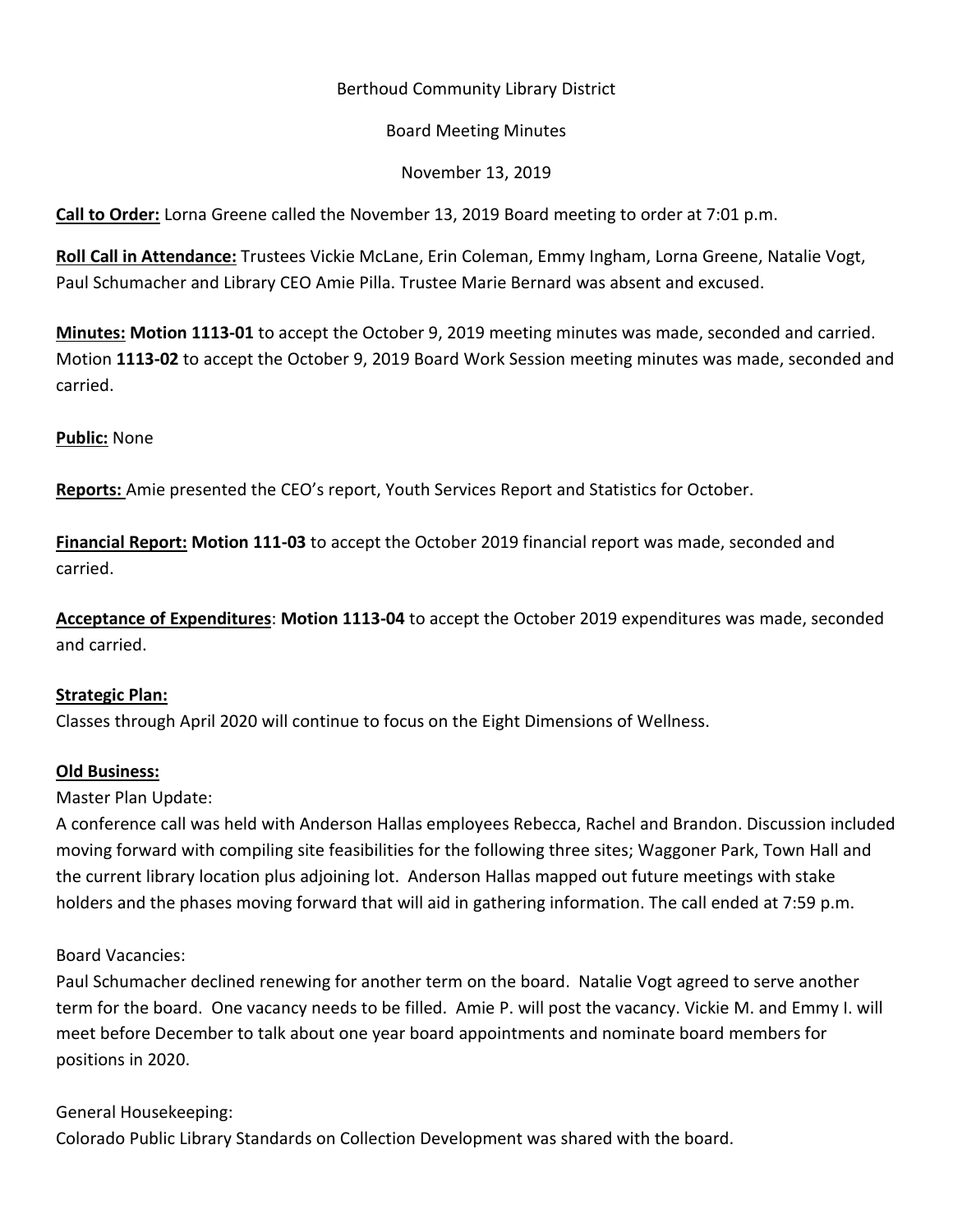Berthoud Community Library District

Board Meeting Minutes

November 13, 2019

**Call to Order:** Lorna Greene called the November 13, 2019 Board meeting to order at 7:01 p.m.

**Roll Call in Attendance:** Trustees Vickie McLane, Erin Coleman, Emmy Ingham, Lorna Greene, Natalie Vogt, Paul Schumacher and Library CEO Amie Pilla. Trustee Marie Bernard was absent and excused.

**Minutes: Motion 1113-01** to accept the October 9, 2019 meeting minutes was made, seconded and carried. Motion **1113-02** to accept the October 9, 2019 Board Work Session meeting minutes was made, seconded and carried.

**Public:** None

**Reports:** Amie presented the CEO's report, Youth Services Report and Statistics for October.

**Financial Report: Motion 111-03** to accept the October 2019 financial report was made, seconded and carried.

**Acceptance of Expenditures**: **Motion 1113-04** to accept the October 2019 expenditures was made, seconded and carried.

**Strategic Plan:**

Classes through April 2020 will continue to focus on the Eight Dimensions of Wellness.

**Old Business:**

Master Plan Update:

A conference call was held with Anderson Hallas employees Rebecca, Rachel and Brandon. Discussion included moving forward with compiling site feasibilities for the following three sites; Waggoner Park, Town Hall and the current library location plus adjoining lot. Anderson Hallas mapped out future meetings with stake holders and the phases moving forward that will aid in gathering information. The call ended at 7:59 p.m.

Board Vacancies:

Paul Schumacher declined renewing for another term on the board. Natalie Vogt agreed to serve another term for the board. One vacancy needs to be filled. Amie P. will post the vacancy. Vickie M. and Emmy I. will meet before December to talk about one year board appointments and nominate board members for positions in 2020.

General Housekeeping:

Colorado Public Library Standards on Collection Development was shared with the board.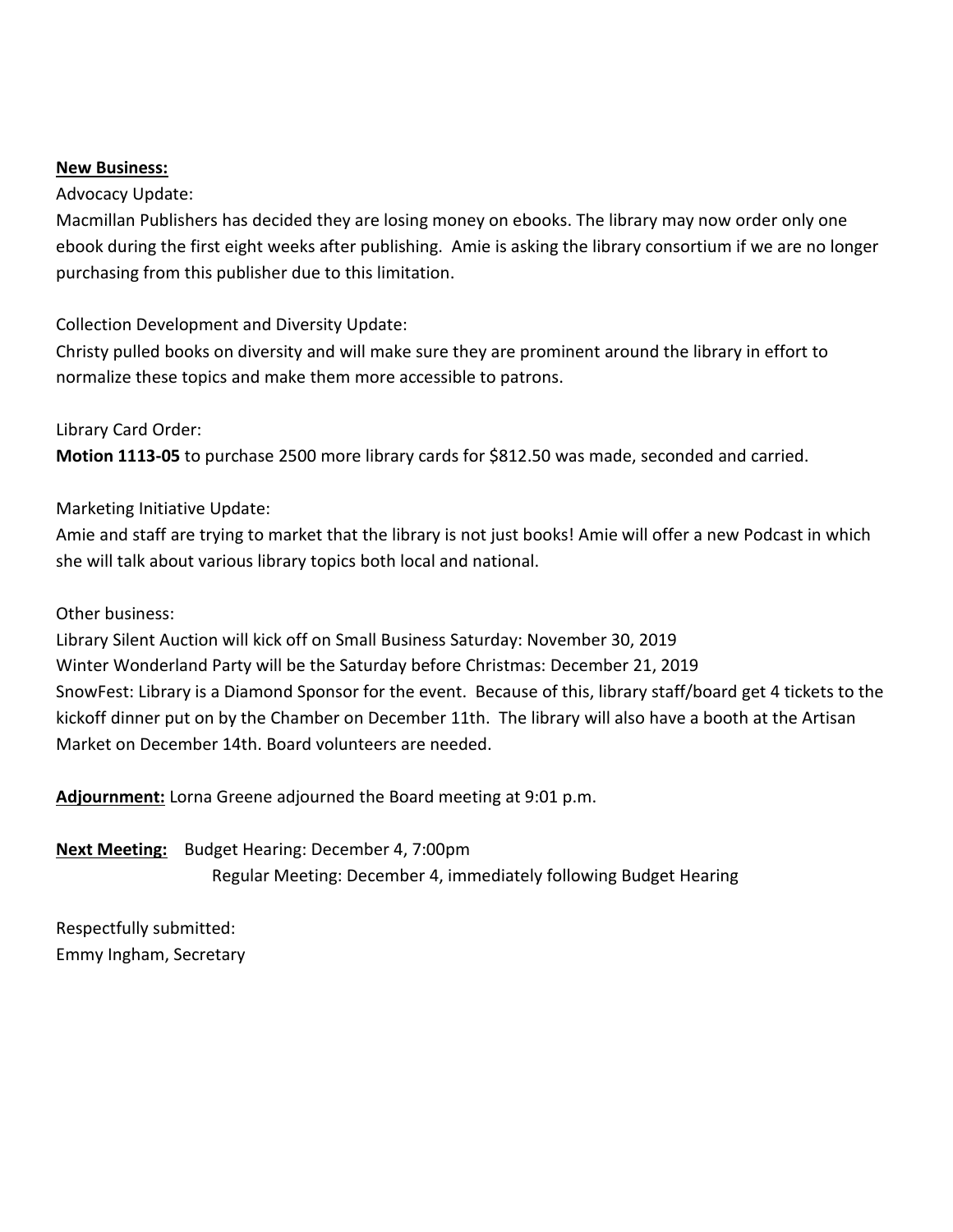**New Business:**

Advocacy Update:

Macmillan Publishers has decided they are losing money on ebooks. The library may now order only one ebook during the first eight weeks after publishing. Amie is asking the library consortium if we are no longer purchasing from this publisher due to this limitation.

Collection Development and Diversity Update:

Christy pulled books on diversity and will make sure they are prominent around the library in effort to normalize these topics and make them more accessible to patrons.

Library Card Order:

**Motion 1113-05** to purchase 2500 more library cards for $812.50 was made, seconded and carried.

Marketing Initiative Update:

Amie and staff are trying to market that the library is not just books! Amie will offer a new Podcast in which she will talk about various library topics both local and national.

Other business:

Library Silent Auction will kick off on Small Business Saturday: November 30, 2019

Winter Wonderland Party will be the Saturday before Christmas: December 21, 2019

SnowFest: Library is a Diamond Sponsor for the event. Because of this, library staff/board get 4 tickets to the kickoff dinner put on by the Chamber on December 11th. The library will also have a booth at the Artisan Market on December 14th. Board volunteers are needed.

**Adjournment:** Lorna Greene adjourned the Board meeting at 9:01 p.m.

**Next Meeting:** Budget Hearing: December 4, 7:00pm
Regular Meeting: December 4, immediately following Budget Hearing

Respectfully submitted:
Emmy Ingham, Secretary